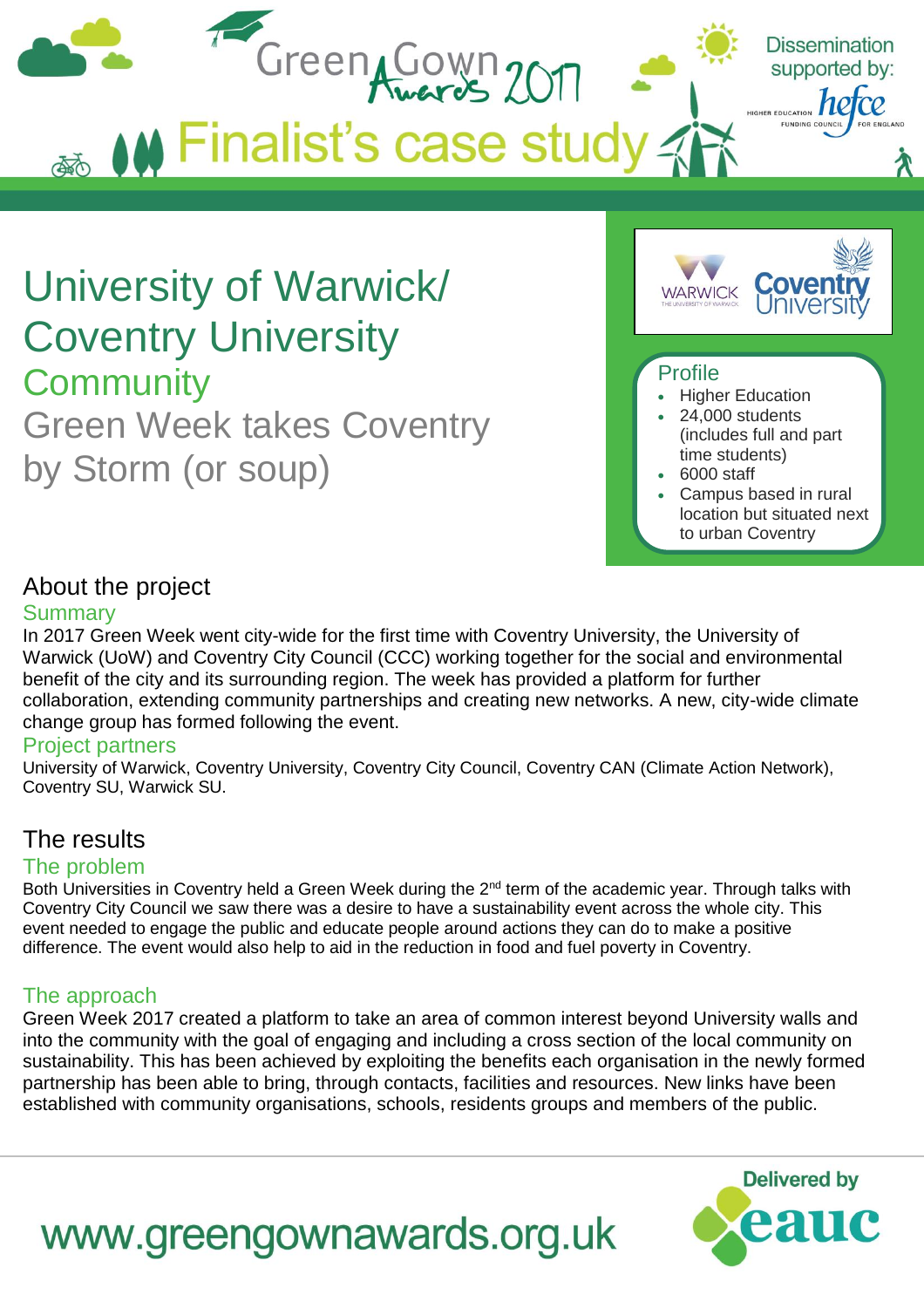Green Gown Awards 2017

Finalist's case study

Dissemination supported by: hefce

# University of Warwick/ Coventry University

## Community

## Green Week takes Coventry by Storm (or soup)

### Profile

- Higher Education
- 24,000 students (includes full and part time students)
- 6000 staff
- Campus based in rural location but situated next to urban Coventry

## About the project

### Summary

In 2017 Green Week went city-wide for the first time with Coventry University, the University of Warwick (UoW) and Coventry City Council (CCC) working together for the social and environmental benefit of the city and its surrounding region. The week has provided a platform for further collaboration, extending community partnerships and creating new networks. A new, city-wide climate change group has formed following the event.

### Project partners

University of Warwick, Coventry University, Coventry City Council, Coventry CAN (Climate Action Network), Coventry SU, Warwick SU.

## The results

### The problem

Both Universities in Coventry held a Green Week during the 2nd term of the academic year. Through talks with Coventry City Council we saw there was a desire to have a sustainability event across the whole city. This event needed to engage the public and educate people around actions they can do to make a positive difference. The event would also help to aid in the reduction in food and fuel poverty in Coventry.

### The approach

Green Week 2017 created a platform to take an area of common interest beyond University walls and into the community with the goal of engaging and including a cross section of the local community on sustainability. This has been achieved by exploiting the benefits each organisation in the newly formed partnership has been able to bring, through contacts, facilities and resources. New links have been established with community organisations, schools, residents groups and members of the public.

www.greengownawards.org.uk

Delivered by eauc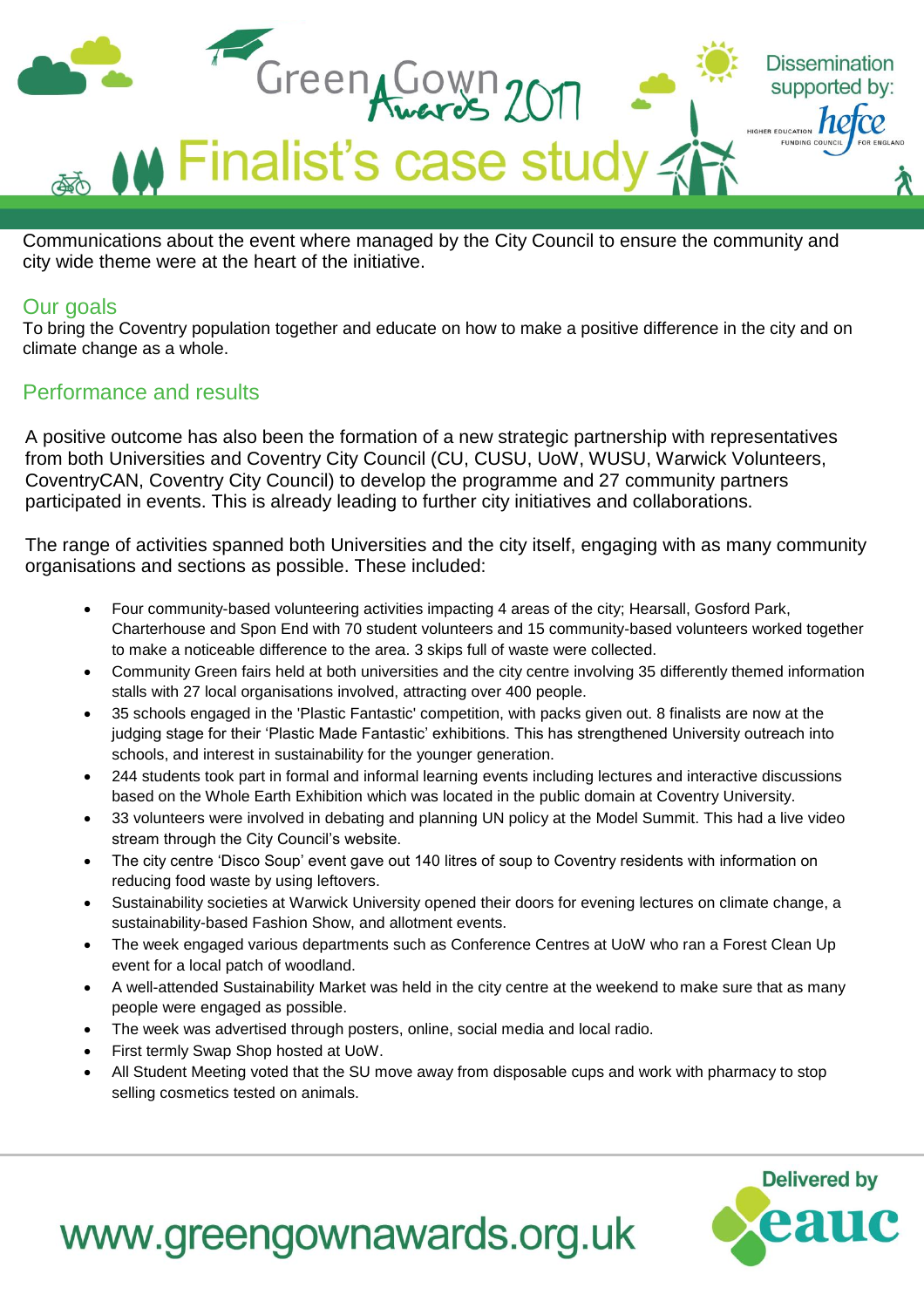Communications about the event where managed by the City Council to ensure the community and city wide theme were at the heart of the initiative.

## Our goals

To bring the Coventry population together and educate on how to make a positive difference in the city and on climate change as a whole.

## Performance and results

A positive outcome has also been the formation of a new strategic partnership with representatives from both Universities and Coventry City Council (CU, CUSU, UoW, WUSU, Warwick Volunteers, CoventryCAN, Coventry City Council) to develop the programme and 27 community partners participated in events. This is already leading to further city initiatives and collaborations.

The range of activities spanned both Universities and the city itself, engaging with as many community organisations and sections as possible. These included:

- Four community-based volunteering activities impacting 4 areas of the city; Hearsall, Gosford Park, Charterhouse and Spon End with 70 student volunteers and 15 community-based volunteers worked together to make a noticeable difference to the area. 3 skips full of waste were collected.
- Community Green fairs held at both universities and the city centre involving 35 differently themed information stalls with 27 local organisations involved, attracting over 400 people.
- 35 schools engaged in the 'Plastic Fantastic' competition, with packs given out. 8 finalists are now at the judging stage for their 'Plastic Made Fantastic' exhibitions. This has strengthened University outreach into schools, and interest in sustainability for the younger generation.
- 244 students took part in formal and informal learning events including lectures and interactive discussions based on the Whole Earth Exhibition which was located in the public domain at Coventry University.
- 33 volunteers were involved in debating and planning UN policy at the Model Summit. This had a live video stream through the City Council's website.
- The city centre 'Disco Soup' event gave out 140 litres of soup to Coventry residents with information on reducing food waste by using leftovers.
- Sustainability societies at Warwick University opened their doors for evening lectures on climate change, a sustainability-based Fashion Show, and allotment events.
- The week engaged various departments such as Conference Centres at UoW who ran a Forest Clean Up event for a local patch of woodland.
- A well-attended Sustainability Market was held in the city centre at the weekend to make sure that as many people were engaged as possible.
- The week was advertised through posters, online, social media and local radio.
- First termly Swap Shop hosted at UoW.
- All Student Meeting voted that the SU move away from disposable cups and work with pharmacy to stop selling cosmetics tested on animals.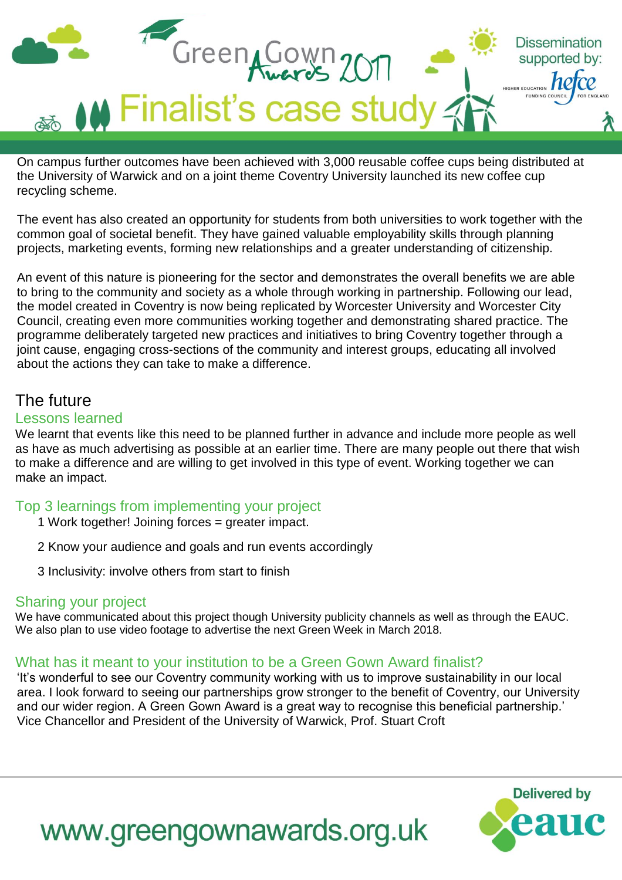On campus further outcomes have been achieved with 3,000 reusable coffee cups being distributed at the University of Warwick and on a joint theme Coventry University launched its new coffee cup recycling scheme.

The event has also created an opportunity for students from both universities to work together with the common goal of societal benefit. They have gained valuable employability skills through planning projects, marketing events, forming new relationships and a greater understanding of citizenship.

An event of this nature is pioneering for the sector and demonstrates the overall benefits we are able to bring to the community and society as a whole through working in partnership. Following our lead, the model created in Coventry is now being replicated by Worcester University and Worcester City Council, creating even more communities working together and demonstrating shared practice. The programme deliberately targeted new practices and initiatives to bring Coventry together through a joint cause, engaging cross-sections of the community and interest groups, educating all involved about the actions they can take to make a difference.

## The future

### Lessons learned

We learnt that events like this need to be planned further in advance and include more people as well as have as much advertising as possible at an earlier time. There are many people out there that wish to make a difference and are willing to get involved in this type of event. Working together we can make an impact.

### Top 3 learnings from implementing your project

1 Work together! Joining forces = greater impact.

2 Know your audience and goals and run events accordingly

3 Inclusivity: involve others from start to finish

### Sharing your project

We have communicated about this project though University publicity channels as well as through the EAUC. We also plan to use video footage to advertise the next Green Week in March 2018.

### What has it meant to your institution to be a Green Gown Award finalist?

'It's wonderful to see our Coventry community working with us to improve sustainability in our local area. I look forward to seeing our partnerships grow stronger to the benefit of Coventry, our University and our wider region. A Green Gown Award is a great way to recognise this beneficial partnership.' Vice Chancellor and President of the University of Warwick, Prof. Stuart Croft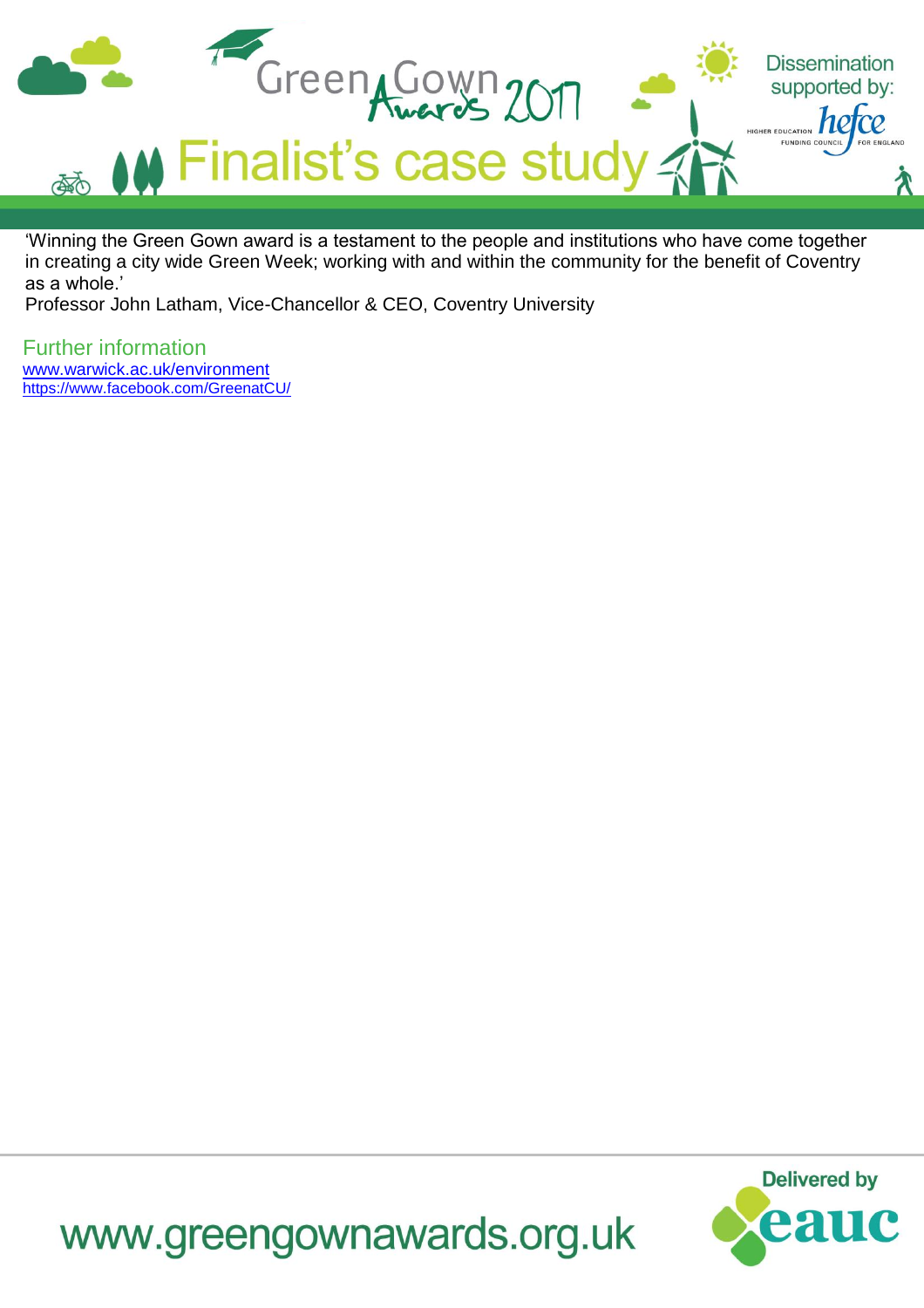'Winning the Green Gown award is a testament to the people and institutions who have come together in creating a city wide Green Week; working with and within the community for the benefit of Coventry as a whole.'

Professor John Latham, Vice-Chancellor & CEO, Coventry University

## Further information

www.warwick.ac.uk/environment

https://www.facebook.com/GreenatCU/